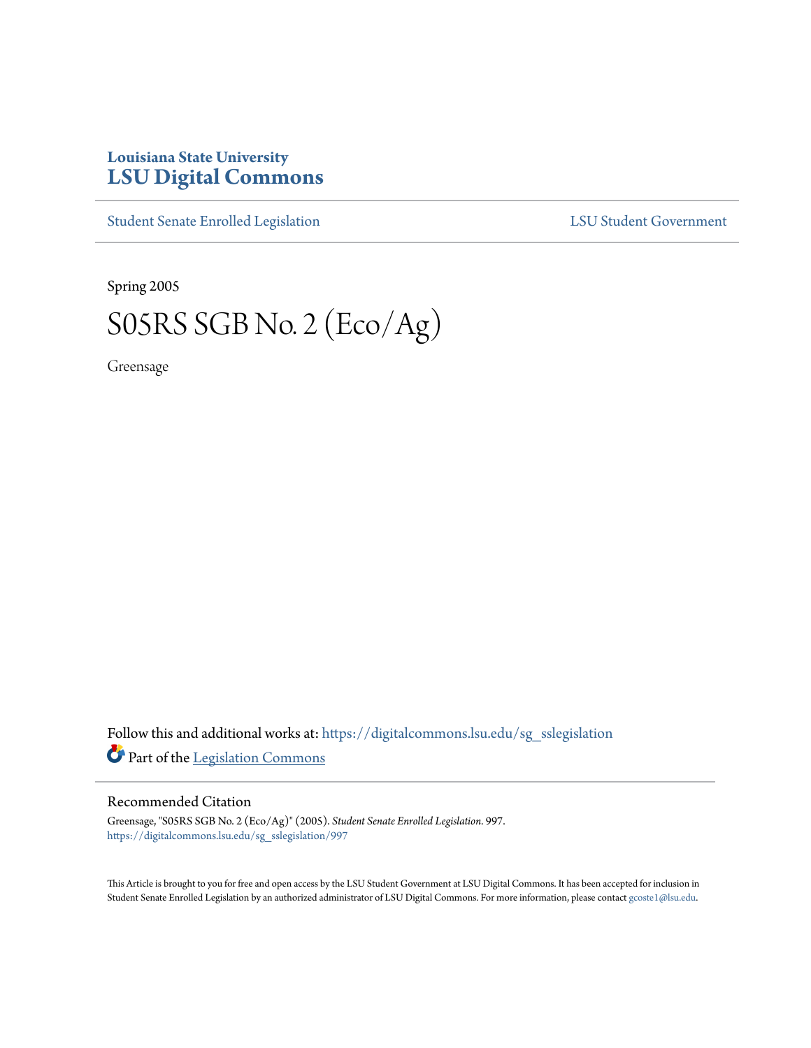Louisiana State University

# LSU Digital Commons

Student Senate Enrolled Legislation | LSU Student Government

Spring 2005

# S05RS SGB No. 2 (Eco/Ag)

Greensage

Follow this and additional works at: https://digitalcommons.lsu.edu/sg_sslegislation

Part of the Legislation Commons

## Recommended Citation

Greensage, "S05RS SGB No. 2 (Eco/Ag)" (2005). *Student Senate Enrolled Legislation*. 997.
https://digitalcommons.lsu.edu/sg_sslegislation/997

This Article is brought to you for free and open access by the LSU Student Government at LSU Digital Commons. It has been accepted for inclusion in Student Senate Enrolled Legislation by an authorized administrator of LSU Digital Commons. For more information, please contact gcoste1@lsu.edu.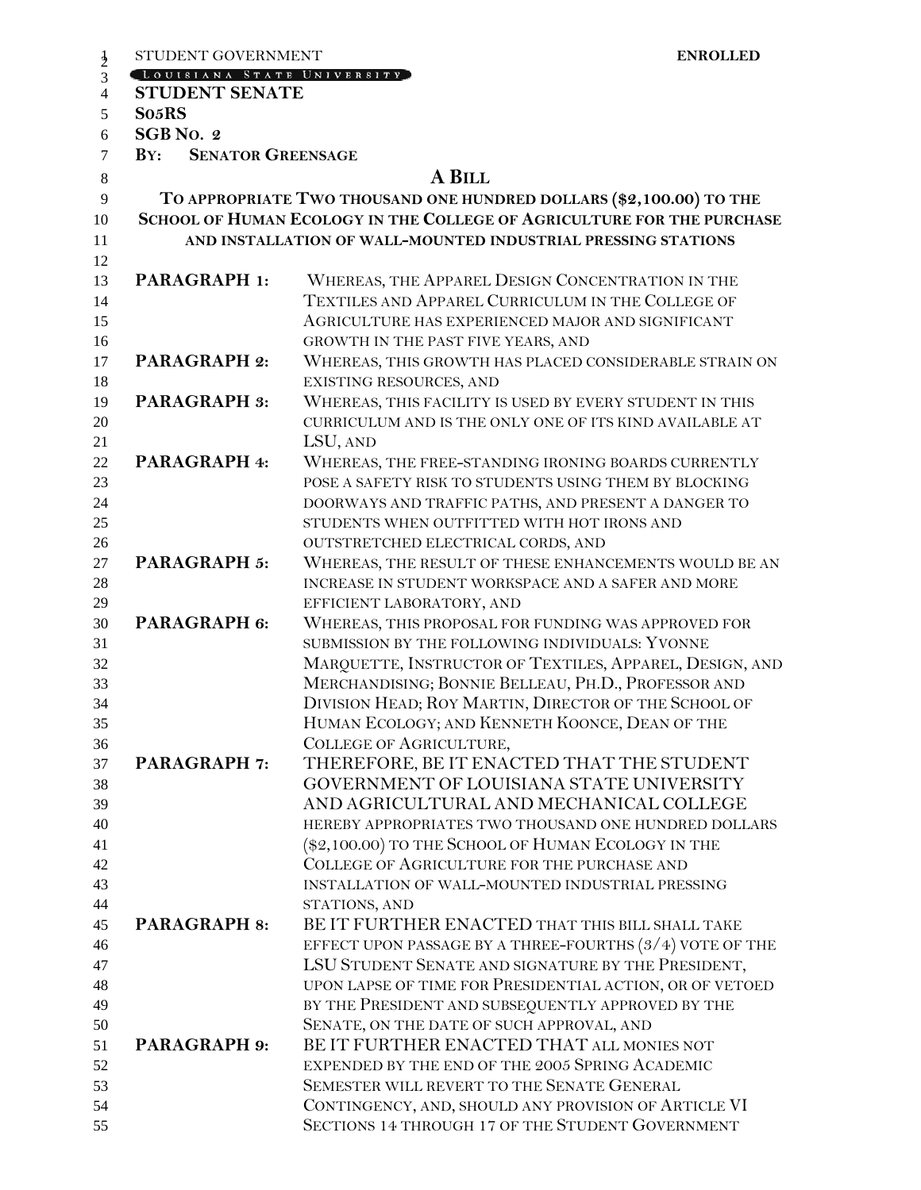STUDENT GOVERNMENT **ENROLLED**

LOUISIANA STATE UNIVERSITY

**STUDENT SENATE**

**S05RS**

**SGB NO. 2**

**BY: SENATOR GREENSAGE**

## A BILL

**TO APPROPRIATE TWO THOUSAND ONE HUNDRED DOLLARS ($2,100.00) TO THE SCHOOL OF HUMAN ECOLOGY IN THE COLLEGE OF AGRICULTURE FOR THE PURCHASE AND INSTALLATION OF WALL-MOUNTED INDUSTRIAL PRESSING STATIONS**

**PARAGRAPH 1:** WHEREAS, THE APPAREL DESIGN CONCENTRATION IN THE TEXTILES AND APPAREL CURRICULUM IN THE COLLEGE OF AGRICULTURE HAS EXPERIENCED MAJOR AND SIGNIFICANT GROWTH IN THE PAST FIVE YEARS, AND

**PARAGRAPH 2:** WHEREAS, THIS GROWTH HAS PLACED CONSIDERABLE STRAIN ON EXISTING RESOURCES, AND

**PARAGRAPH 3:** WHEREAS, THIS FACILITY IS USED BY EVERY STUDENT IN THIS CURRICULUM AND IS THE ONLY ONE OF ITS KIND AVAILABLE AT LSU, AND

**PARAGRAPH 4:** WHEREAS, THE FREE-STANDING IRONING BOARDS CURRENTLY POSE A SAFETY RISK TO STUDENTS USING THEM BY BLOCKING DOORWAYS AND TRAFFIC PATHS, AND PRESENT A DANGER TO STUDENTS WHEN OUTFITTED WITH HOT IRONS AND OUTSTRETCHED ELECTRICAL CORDS, AND

**PARAGRAPH 5:** WHEREAS, THE RESULT OF THESE ENHANCEMENTS WOULD BE AN INCREASE IN STUDENT WORKSPACE AND A SAFER AND MORE EFFICIENT LABORATORY, AND

**PARAGRAPH 6:** WHEREAS, THIS PROPOSAL FOR FUNDING WAS APPROVED FOR SUBMISSION BY THE FOLLOWING INDIVIDUALS: YVONNE MARQUETTE, INSTRUCTOR OF TEXTILES, APPAREL, DESIGN, AND MERCHANDISING; BONNIE BELLEAU, PH.D., PROFESSOR AND DIVISION HEAD; ROY MARTIN, DIRECTOR OF THE SCHOOL OF HUMAN ECOLOGY; AND KENNETH KOONCE, DEAN OF THE COLLEGE OF AGRICULTURE,

**PARAGRAPH 7:** THEREFORE, BE IT ENACTED THAT THE STUDENT GOVERNMENT OF LOUISIANA STATE UNIVERSITY AND AGRICULTURAL AND MECHANICAL COLLEGE HEREBY APPROPRIATES TWO THOUSAND ONE HUNDRED DOLLARS ($2,100.00) TO THE SCHOOL OF HUMAN ECOLOGY IN THE COLLEGE OF AGRICULTURE FOR THE PURCHASE AND INSTALLATION OF WALL-MOUNTED INDUSTRIAL PRESSING STATIONS, AND

**PARAGRAPH 8:** BE IT FURTHER ENACTED THAT THIS BILL SHALL TAKE EFFECT UPON PASSAGE BY A THREE-FOURTHS (3/4) VOTE OF THE LSU STUDENT SENATE AND SIGNATURE BY THE PRESIDENT, UPON LAPSE OF TIME FOR PRESIDENTIAL ACTION, OR OF VETOED BY THE PRESIDENT AND SUBSEQUENTLY APPROVED BY THE SENATE, ON THE DATE OF SUCH APPROVAL, AND

**PARAGRAPH 9:** BE IT FURTHER ENACTED THAT ALL MONIES NOT EXPENDED BY THE END OF THE 2005 SPRING ACADEMIC SEMESTER WILL REVERT TO THE SENATE GENERAL CONTINGENCY, AND, SHOULD ANY PROVISION OF ARTICLE VI SECTIONS 14 THROUGH 17 OF THE STUDENT GOVERNMENT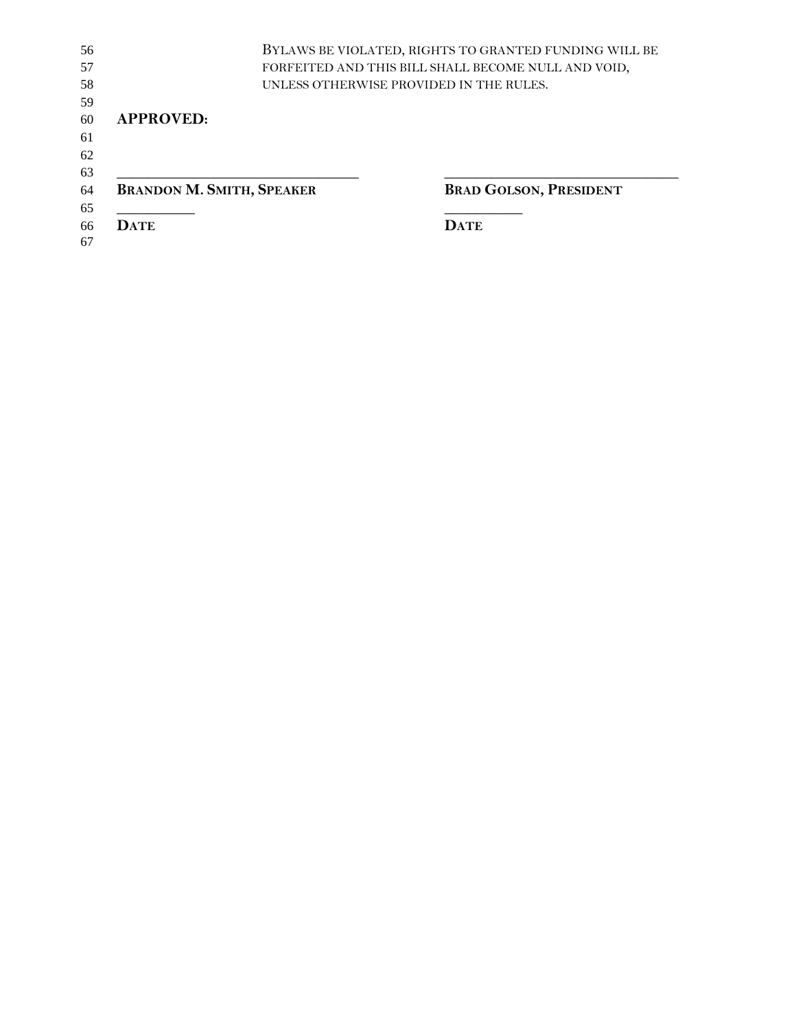BYLAWS BE VIOLATED, RIGHTS TO GRANTED FUNDING WILL BE FORFEITED AND THIS BILL SHALL BECOME NULL AND VOID, UNLESS OTHERWISE PROVIDED IN THE RULES.

**APPROVED:**

________________________________

**BRANDON M. SMITH, SPEAKER**

__________

**DATE**

________________________________

**BRAD GOLSON, PRESIDENT**

__________

**DATE**